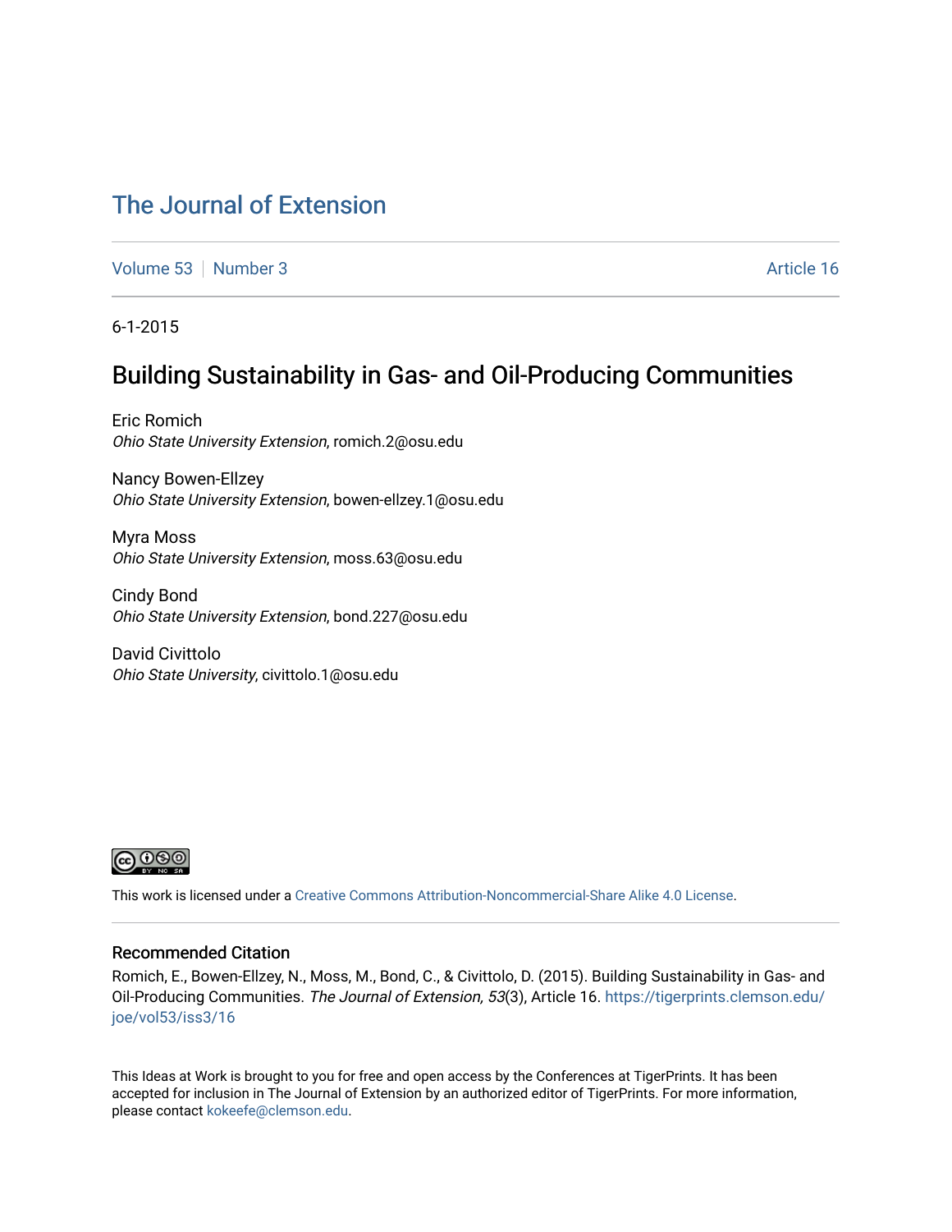# The Journal of Extension

Volume 53 | Number 3 | Article 16

6-1-2015

## Building Sustainability in Gas- and Oil-Producing Communities

Eric Romich
*Ohio State University Extension*, romich.2@osu.edu

Nancy Bowen-Ellzey
*Ohio State University Extension*, bowen-ellzey.1@osu.edu

Myra Moss
*Ohio State University Extension*, moss.63@osu.edu

Cindy Bond
*Ohio State University Extension*, bond.227@osu.edu

David Civittolo
*Ohio State University*, civittolo.1@osu.edu

This work is licensed under a Creative Commons Attribution-Noncommercial-Share Alike 4.0 License.

### Recommended Citation

Romich, E., Bowen-Ellzey, N., Moss, M., Bond, C., & Civittolo, D. (2015). Building Sustainability in Gas- and Oil-Producing Communities. *The Journal of Extension, 53*(3), Article 16. https://tigerprints.clemson.edu/joe/vol53/iss3/16

This Ideas at Work is brought to you for free and open access by the Conferences at TigerPrints. It has been accepted for inclusion in The Journal of Extension by an authorized editor of TigerPrints. For more information, please contact kokeefe@clemson.edu.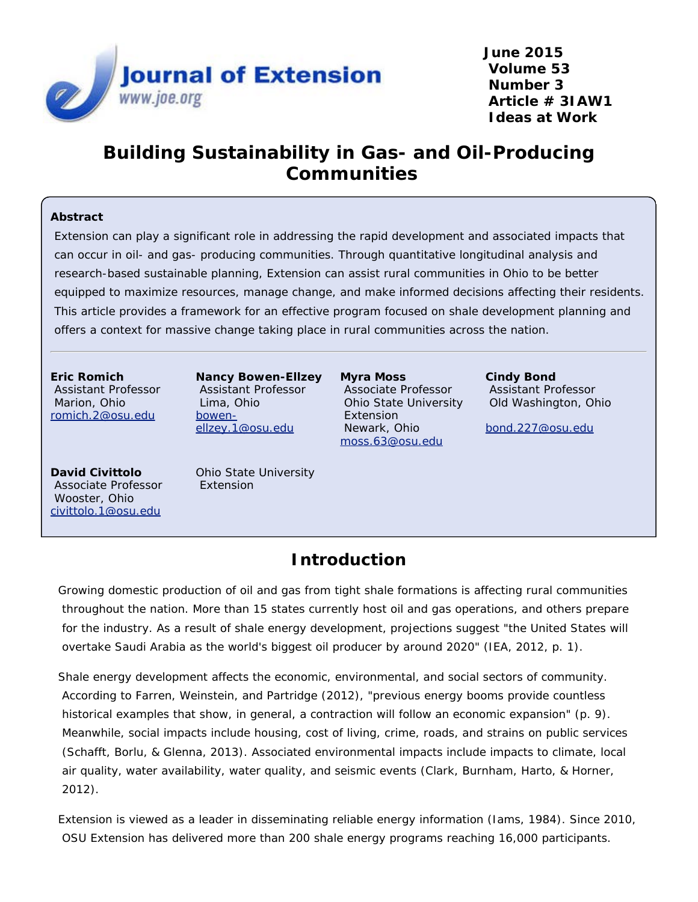# Building Sustainability in Gas- and Oil-Producing Communities

## Abstract

Extension can play a significant role in addressing the rapid development and associated impacts that can occur in oil- and gas- producing communities. Through quantitative longitudinal analysis and research-based sustainable planning, Extension can assist rural communities in Ohio to be better equipped to maximize resources, manage change, and make informed decisions affecting their residents. This article provides a framework for an effective program focused on shale development planning and offers a context for massive change taking place in rural communities across the nation.

**Eric Romich**
Assistant Professor
Marion, Ohio
romich.2@osu.edu

**Nancy Bowen-Ellzey**
Assistant Professor
Lima, Ohio
bowen-ellzey.1@osu.edu

**Myra Moss**
Associate Professor
Ohio State University Extension
Newark, Ohio
moss.63@osu.edu

**Cindy Bond**
Assistant Professor
Old Washington, Ohio
bond.227@osu.edu

**David Civittolo**
Associate Professor
Wooster, Ohio
civittolo.1@osu.edu

Ohio State University Extension

## Introduction

Growing domestic production of oil and gas from tight shale formations is affecting rural communities throughout the nation. More than 15 states currently host oil and gas operations, and others prepare for the industry. As a result of shale energy development, projections suggest "the United States will overtake Saudi Arabia as the world's biggest oil producer by around 2020" (IEA, 2012, p. 1).

Shale energy development affects the economic, environmental, and social sectors of community. According to Farren, Weinstein, and Partridge (2012), "previous energy booms provide countless historical examples that show, in general, a contraction will follow an economic expansion" (p. 9). Meanwhile, social impacts include housing, cost of living, crime, roads, and strains on public services (Schafft, Borlu, & Glenna, 2013). Associated environmental impacts include impacts to climate, local air quality, water availability, water quality, and seismic events (Clark, Burnham, Harto, & Horner, 2012).

Extension is viewed as a leader in disseminating reliable energy information (Iams, 1984). Since 2010, OSU Extension has delivered more than 200 shale energy programs reaching 16,000 participants.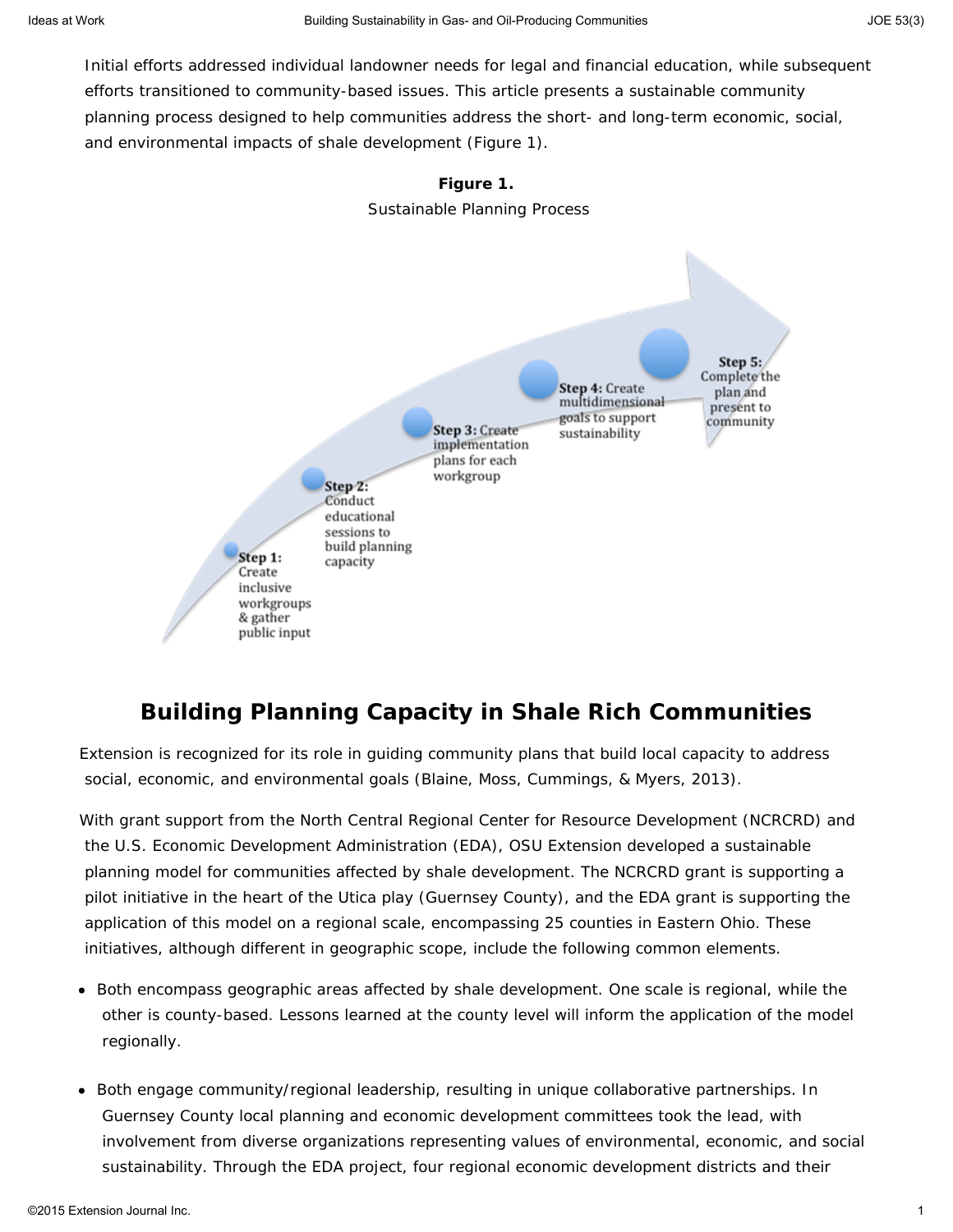Initial efforts addressed individual landowner needs for legal and financial education, while subsequent efforts transitioned to community-based issues. This article presents a sustainable community planning process designed to help communities address the short- and long-term economic, social, and environmental impacts of shale development (Figure 1).

**Figure 1.**

Sustainable Planning Process

**Step 1:** Create inclusive workgroups & gather public input

**Step 2:** Conduct educational sessions to build planning capacity

**Step 3:** Create implementation plans for each workgroup

**Step 4:** Create multidimensional goals to support sustainability

**Step 5:** Complete the plan and present to community

## Building Planning Capacity in Shale Rich Communities

Extension is recognized for its role in guiding community plans that build local capacity to address social, economic, and environmental goals (Blaine, Moss, Cummings, & Myers, 2013).

With grant support from the North Central Regional Center for Resource Development (NCRCRD) and the U.S. Economic Development Administration (EDA), OSU Extension developed a sustainable planning model for communities affected by shale development. The NCRCRD grant is supporting a pilot initiative in the heart of the Utica play (Guernsey County), and the EDA grant is supporting the application of this model on a regional scale, encompassing 25 counties in Eastern Ohio. These initiatives, although different in geographic scope, include the following common elements.

- Both encompass geographic areas affected by shale development. One scale is regional, while the other is county-based. Lessons learned at the county level will inform the application of the model regionally.
- Both engage community/regional leadership, resulting in unique collaborative partnerships. In Guernsey County local planning and economic development committees took the lead, with involvement from diverse organizations representing values of environmental, economic, and social sustainability. Through the EDA project, four regional economic development districts and their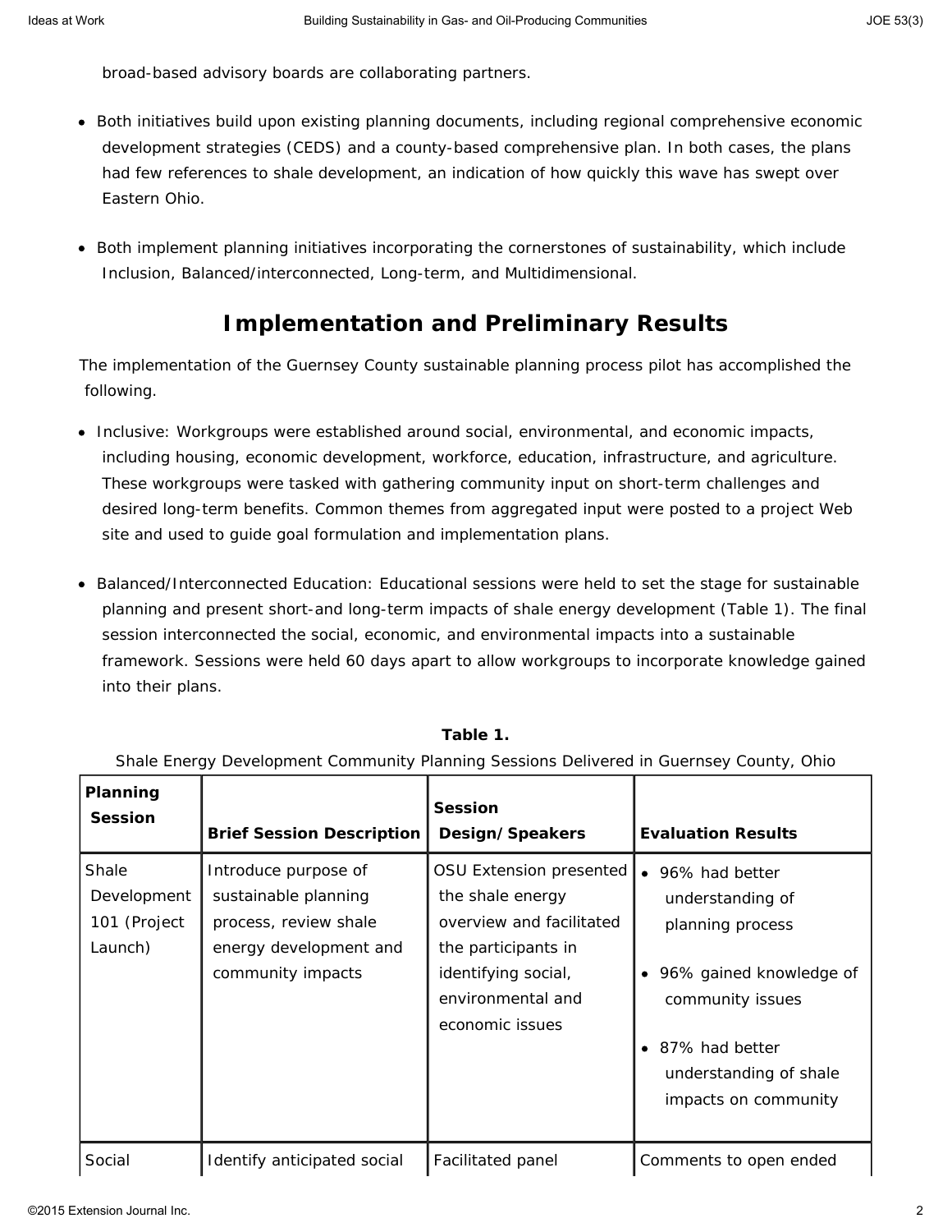broad-based advisory boards are collaborating partners.

- Both initiatives build upon existing planning documents, including regional comprehensive economic development strategies (CEDS) and a county-based comprehensive plan. In both cases, the plans had few references to shale development, an indication of how quickly this wave has swept over Eastern Ohio.

- Both implement planning initiatives incorporating the cornerstones of sustainability, which include Inclusion, Balanced/interconnected, Long-term, and Multidimensional.

## Implementation and Preliminary Results

The implementation of the Guernsey County sustainable planning process pilot has accomplished the following.

- Inclusive: Workgroups were established around social, environmental, and economic impacts, including housing, economic development, workforce, education, infrastructure, and agriculture. These workgroups were tasked with gathering community input on short-term challenges and desired long-term benefits. Common themes from aggregated input were posted to a project Web site and used to guide goal formulation and implementation plans.

- Balanced/Interconnected Education: Educational sessions were held to set the stage for sustainable planning and present short-and long-term impacts of shale energy development (Table 1). The final session interconnected the social, economic, and environmental impacts into a sustainable framework. Sessions were held 60 days apart to allow workgroups to incorporate knowledge gained into their plans.

**Table 1.**
Shale Energy Development Community Planning Sessions Delivered in Guernsey County, Ohio

| Planning Session | Brief Session Description | Session Design/Speakers | Evaluation Results |
|---|---|---|---|
| Shale Development 101 (Project Launch) | Introduce purpose of sustainable planning process, review shale energy development and community impacts | OSU Extension presented the shale energy overview and facilitated the participants in identifying social, environmental and economic issues | • 96% had better understanding of planning process<br>• 96% gained knowledge of community issues<br>• 87% had better understanding of shale impacts on community |
| Social | Identify anticipated social | Facilitated panel | Comments to open ended |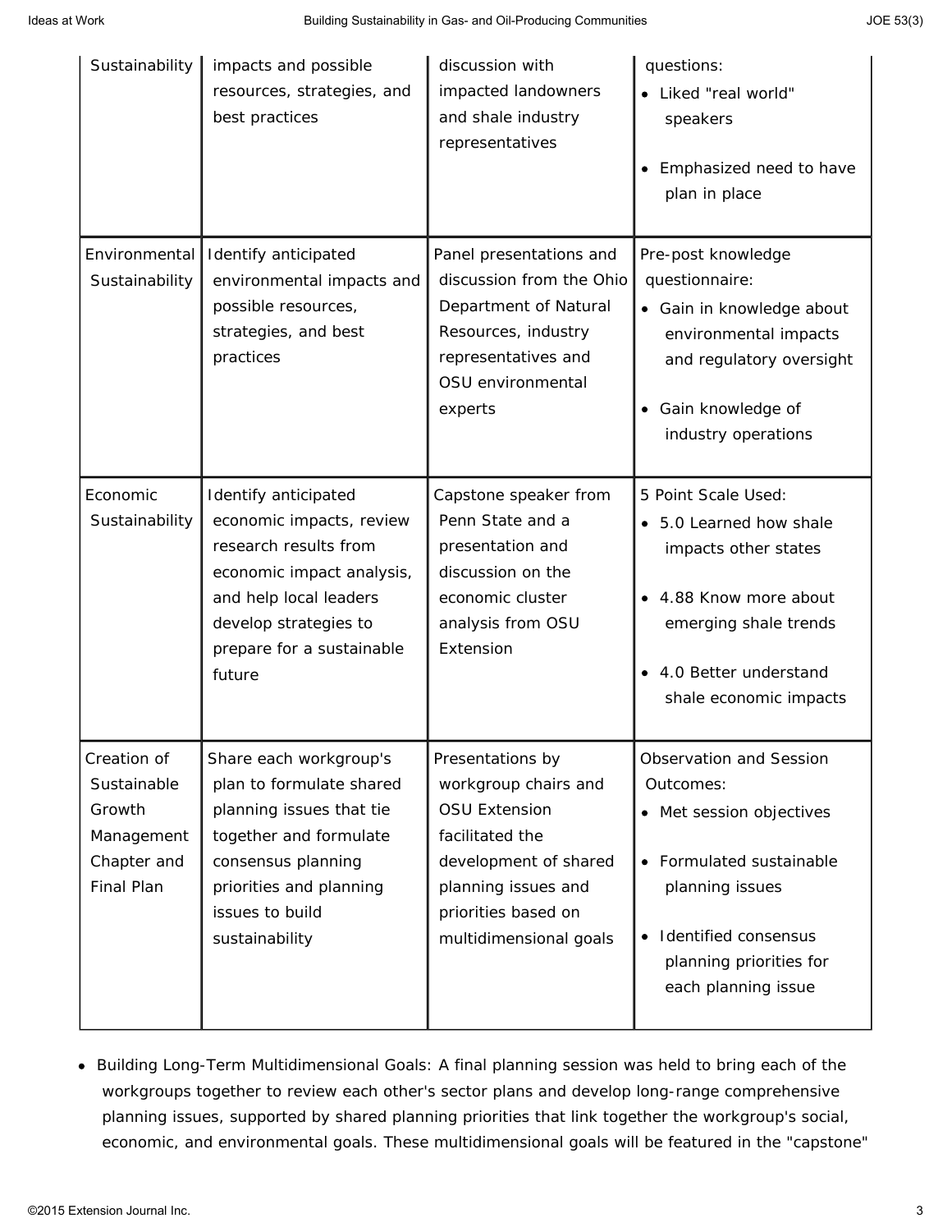| | | | |
|---|---|---|---|
| Sustainability | impacts and possible resources, strategies, and best practices | discussion with impacted landowners and shale industry representatives | questions:<br>• Liked "real world" speakers<br>• Emphasized need to have plan in place |
| Environmental Sustainability | Identify anticipated environmental impacts and possible resources, strategies, and best practices | Panel presentations and discussion from the Ohio Department of Natural Resources, industry representatives and OSU environmental experts | Pre-post knowledge questionnaire:<br>• Gain in knowledge about environmental impacts and regulatory oversight<br>• Gain knowledge of industry operations |
| Economic Sustainability | Identify anticipated economic impacts, review research results from economic impact analysis, and help local leaders develop strategies to prepare for a sustainable future | Capstone speaker from Penn State and a presentation and discussion on the economic cluster analysis from OSU Extension | 5 Point Scale Used:<br>• 5.0 Learned how shale impacts other states<br>• 4.88 Know more about emerging shale trends<br>• 4.0 Better understand shale economic impacts |
| Creation of Sustainable Growth Management Chapter and Final Plan | Share each workgroup's plan to formulate shared planning issues that tie together and formulate consensus planning priorities and planning issues to build sustainability | Presentations by workgroup chairs and OSU Extension facilitated the development of shared planning issues and priorities based on multidimensional goals | Observation and Session Outcomes:<br>• Met session objectives<br>• Formulated sustainable planning issues<br>• Identified consensus planning priorities for each planning issue |

- Building Long-Term Multidimensional Goals: A final planning session was held to bring each of the workgroups together to review each other's sector plans and develop long-range comprehensive planning issues, supported by shared planning priorities that link together the workgroup's social, economic, and environmental goals. These multidimensional goals will be featured in the "capstone"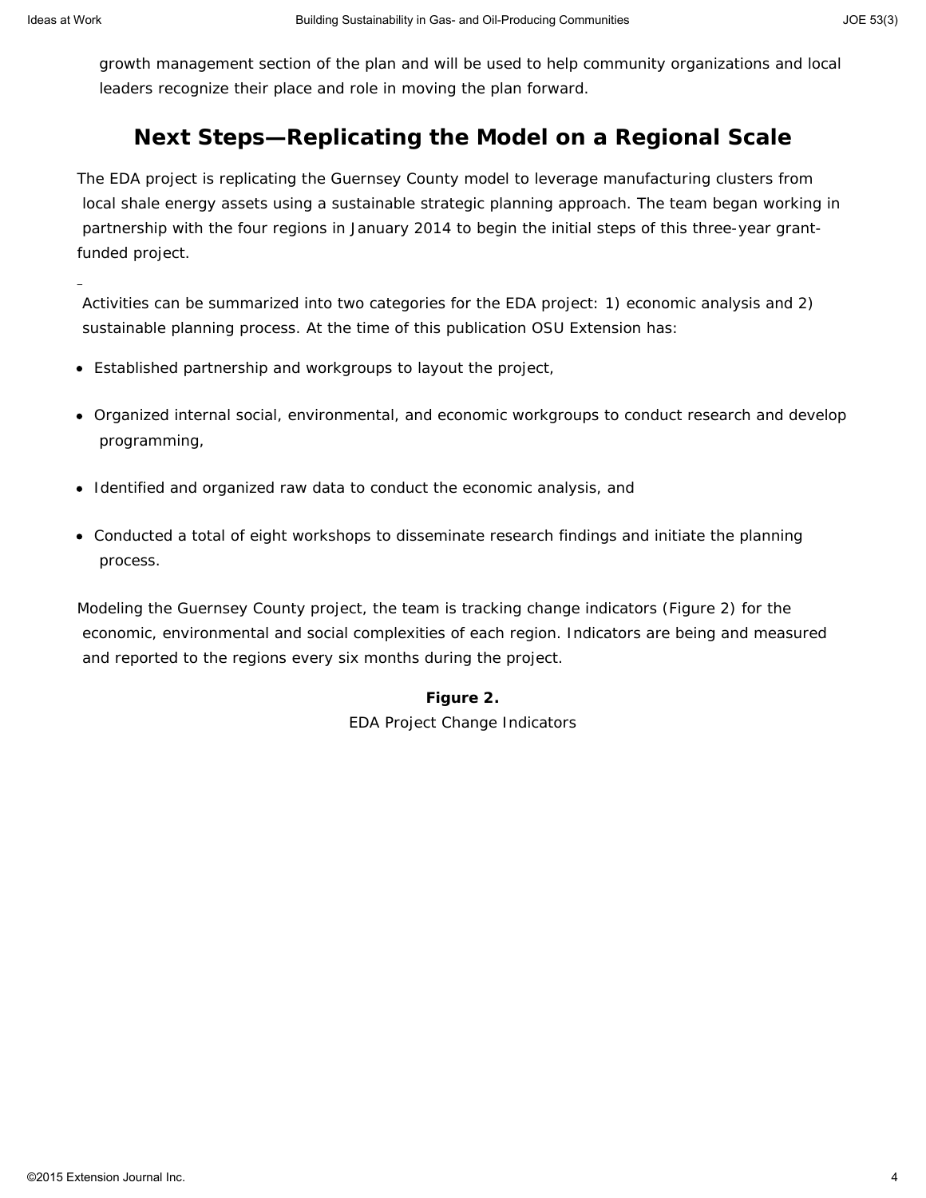growth management section of the plan and will be used to help community organizations and local leaders recognize their place and role in moving the plan forward.

## Next Steps—Replicating the Model on a Regional Scale

The EDA project is replicating the Guernsey County model to leverage manufacturing clusters from local shale energy assets using a sustainable strategic planning approach. The team began working in partnership with the four regions in January 2014 to begin the initial steps of this three-year grant-funded project.

Activities can be summarized into two categories for the EDA project: 1) economic analysis and 2) sustainable planning process. At the time of this publication OSU Extension has:

- Established partnership and workgroups to layout the project,
- Organized internal social, environmental, and economic workgroups to conduct research and develop programming,
- Identified and organized raw data to conduct the economic analysis, and
- Conducted a total of eight workshops to disseminate research findings and initiate the planning process.

Modeling the Guernsey County project, the team is tracking change indicators (Figure 2) for the economic, environmental and social complexities of each region. Indicators are being and measured and reported to the regions every six months during the project.

**Figure 2.**
EDA Project Change Indicators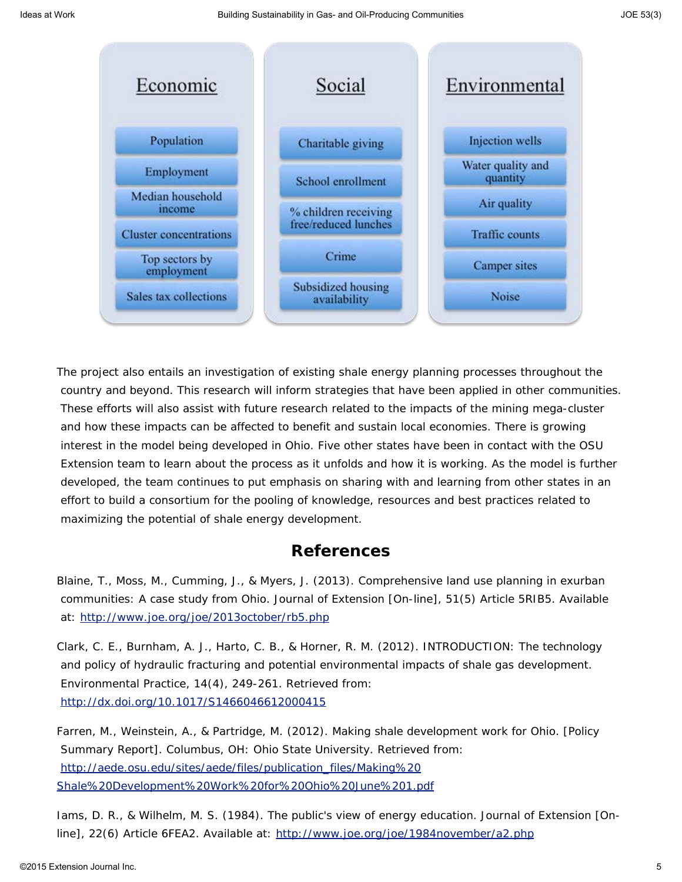| Economic | Social | Environmental |
| --- | --- | --- |
| Population | Charitable giving | Injection wells |
| Employment | School enrollment | Water quality and quantity |
| Median household income | % children receiving free/reduced lunches | Air quality |
| Cluster concentrations | Crime | Traffic counts |
| Top sectors by employment | Subsidized housing availability | Camper sites |
| Sales tax collections | | Noise |

The project also entails an investigation of existing shale energy planning processes throughout the country and beyond. This research will inform strategies that have been applied in other communities. These efforts will also assist with future research related to the impacts of the mining mega-cluster and how these impacts can be affected to benefit and sustain local economies. There is growing interest in the model being developed in Ohio. Five other states have been in contact with the OSU Extension team to learn about the process as it unfolds and how it is working. As the model is further developed, the team continues to put emphasis on sharing with and learning from other states in an effort to build a consortium for the pooling of knowledge, resources and best practices related to maximizing the potential of shale energy development.

## References

Blaine, T., Moss, M., Cumming, J., & Myers, J. (2013). Comprehensive land use planning in exurban communities: A case study from Ohio. Journal of Extension [On-line], 51(5) Article 5RIB5. Available at: http://www.joe.org/joe/2013october/rb5.php

Clark, C. E., Burnham, A. J., Harto, C. B., & Horner, R. M. (2012). INTRODUCTION: The technology and policy of hydraulic fracturing and potential environmental impacts of shale gas development. Environmental Practice, 14(4), 249-261. Retrieved from: http://dx.doi.org/10.1017/S1466046612000415

Farren, M., Weinstein, A., & Partridge, M. (2012). Making shale development work for Ohio. [Policy Summary Report]. Columbus, OH: Ohio State University. Retrieved from: http://aede.osu.edu/sites/aede/files/publication_files/Making%20Shale%20Development%20Work%20for%20Ohio%20June%201.pdf

Iams, D. R., & Wilhelm, M. S. (1984). The public's view of energy education. Journal of Extension [On-line], 22(6) Article 6FEA2. Available at: http://www.joe.org/joe/1984november/a2.php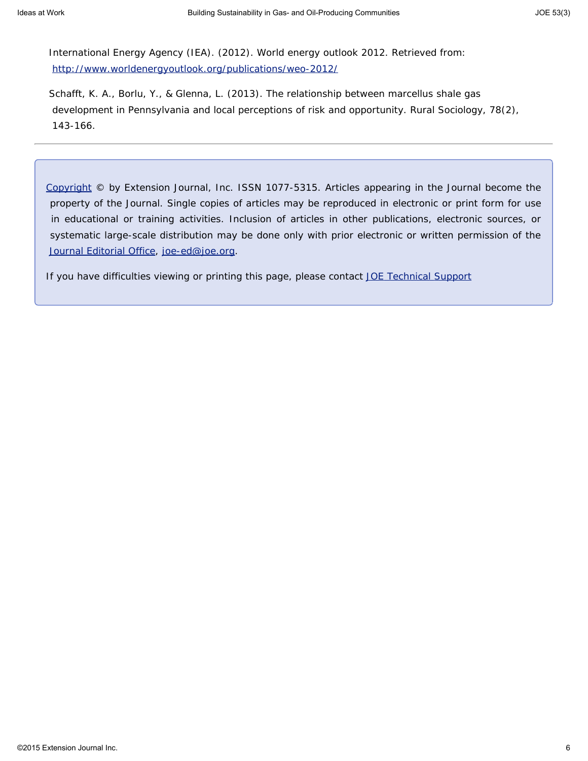International Energy Agency (IEA). (2012). World energy outlook 2012. Retrieved from: http://www.worldenergyoutlook.org/publications/weo-2012/

Schafft, K. A., Borlu, Y., & Glenna, L. (2013). The relationship between marcellus shale gas development in Pennsylvania and local perceptions of risk and opportunity. Rural Sociology, 78(2), 143-166.

---

Copyright © by Extension Journal, Inc. ISSN 1077-5315. Articles appearing in the Journal become the property of the Journal. Single copies of articles may be reproduced in electronic or print form for use in educational or training activities. Inclusion of articles in other publications, electronic sources, or systematic large-scale distribution may be done only with prior electronic or written permission of the Journal Editorial Office, joe-ed@joe.org.

If you have difficulties viewing or printing this page, please contact JOE Technical Support